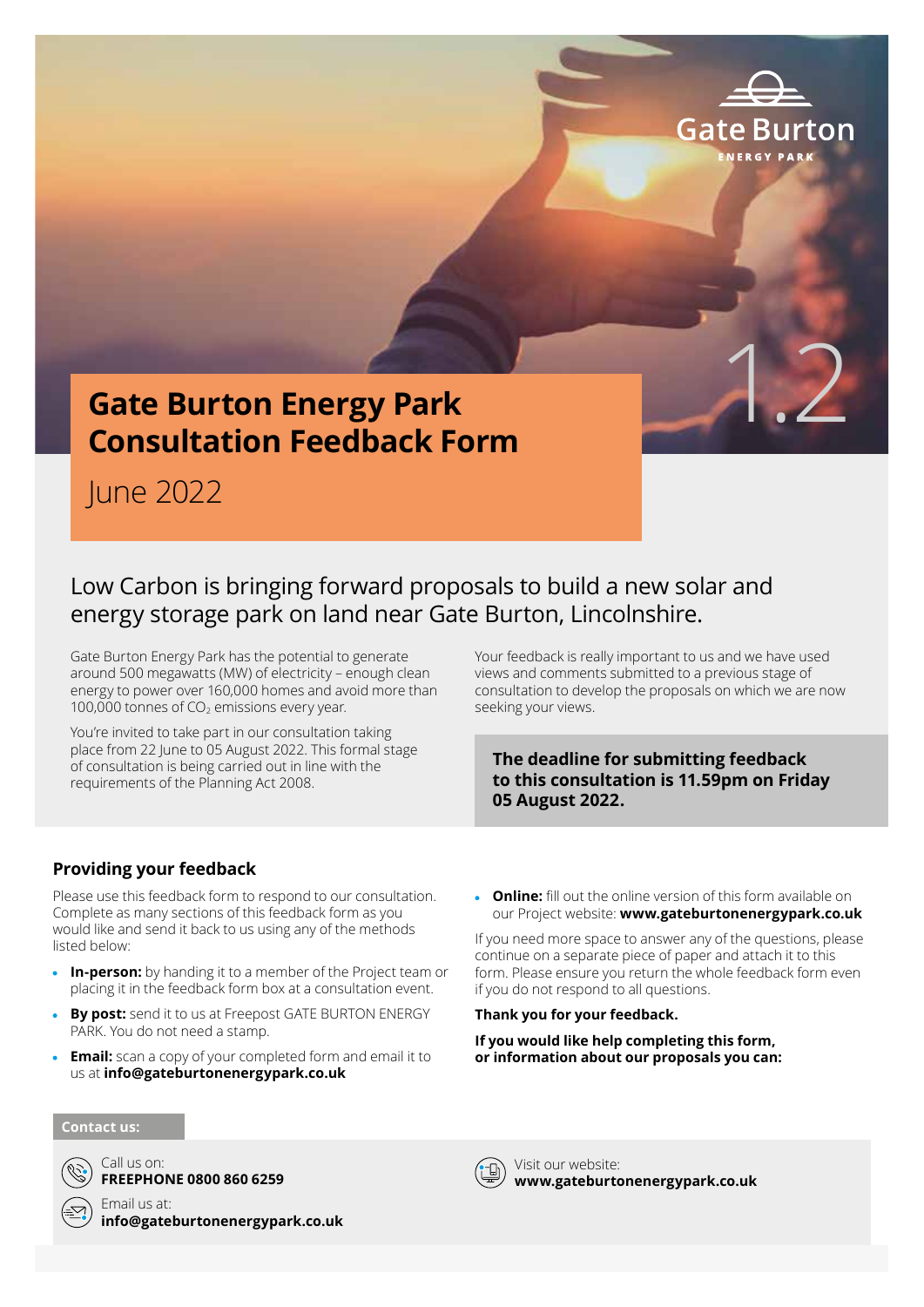Gate Burton

ENERGY PARK

1.2

# Gate Burton Energy Park Consultation Feedback Form

June 2022

## Low Carbon is bringing forward proposals to build a new solar and energy storage park on land near Gate Burton, Lincolnshire.

Gate Burton Energy Park has the potential to generate around 500 megawatts (MW) of electricity – enough clean energy to power over 160,000 homes and avoid more than 100,000 tonnes of $CO_2$ emissions every year.

You're invited to take part in our consultation taking place from 22 June to 05 August 2022. This formal stage of consultation is being carried out in line with the requirements of the Planning Act 2008.

Your feedback is really important to us and we have used views and comments submitted to a previous stage of consultation to develop the proposals on which we are now seeking your views.

**The deadline for submitting feedback to this consultation is 11.59pm on Friday 05 August 2022.**

### Providing your feedback

Please use this feedback form to respond to our consultation. Complete as many sections of this feedback form as you would like and send it back to us using any of the methods listed below:

- **In-person:** by handing it to a member of the Project team or placing it in the feedback form box at a consultation event.
- **By post:** send it to us at Freepost GATE BURTON ENERGY PARK. You do not need a stamp.
- **Email:** scan a copy of your completed form and email it to us at **info@gateburtonenergypark.co.uk**
- **Online:** fill out the online version of this form available on our Project website: **www.gateburtonenergypark.co.uk**

If you need more space to answer any of the questions, please continue on a separate piece of paper and attach it to this form. Please ensure you return the whole feedback form even if you do not respond to all questions.

**Thank you for your feedback.**

**If you would like help completing this form, or information about our proposals you can:**

**Contact us:**

Call us on:
**FREEPHONE 0800 860 6259**

Email us at:
**info@gateburtonenergypark.co.uk**

Visit our website:
**www.gateburtonenergypark.co.uk**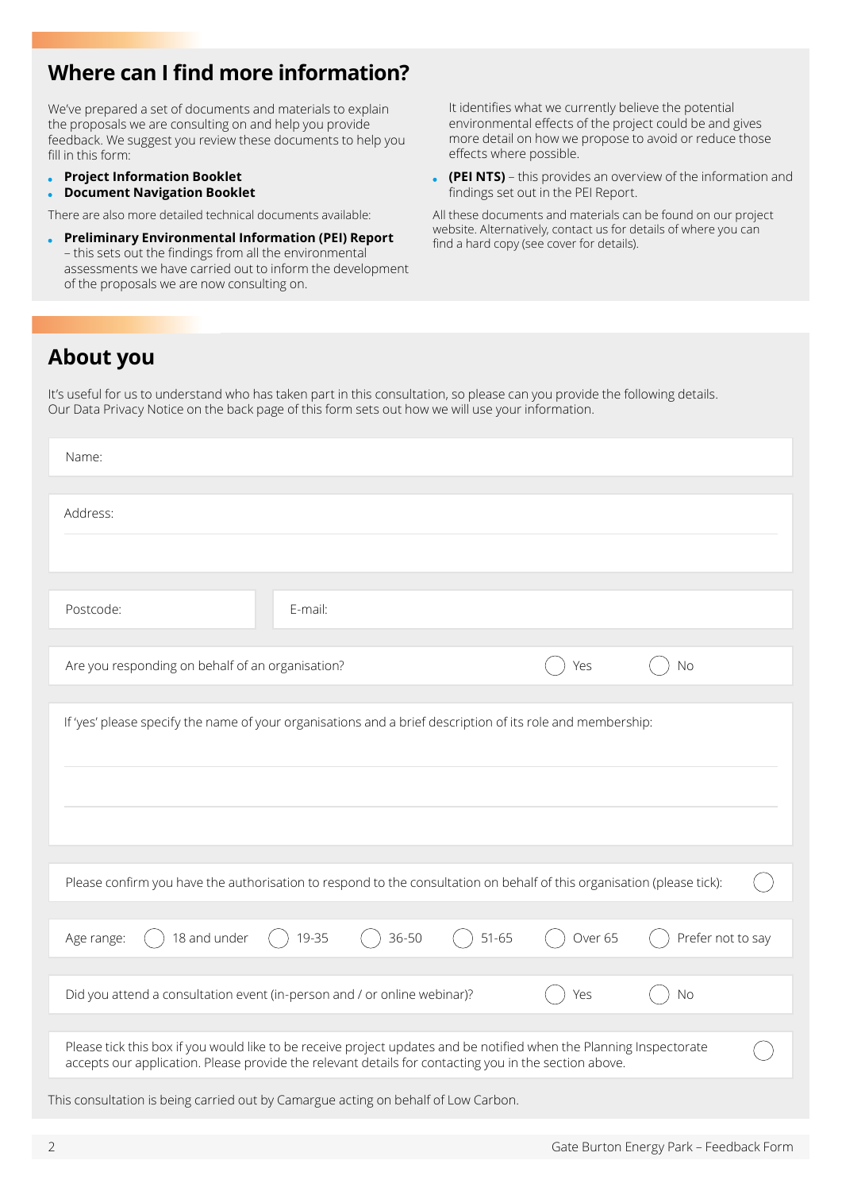## Where can I find more information?

We've prepared a set of documents and materials to explain the proposals we are consulting on and help you provide feedback. We suggest you review these documents to help you fill in this form:

- **Project Information Booklet**
- **Document Navigation Booklet**

There are also more detailed technical documents available:

- **Preliminary Environmental Information (PEI) Report** – this sets out the findings from all the environmental assessments we have carried out to inform the development of the proposals we are now consulting on. It identifies what we currently believe the potential environmental effects of the project could be and gives more detail on how we propose to avoid or reduce those effects where possible.
- **(PEI NTS)** – this provides an overview of the information and findings set out in the PEI Report.

All these documents and materials can be found on our project website. Alternatively, contact us for details of where you can find a hard copy (see cover for details).

## About you

It's useful for us to understand who has taken part in this consultation, so please can you provide the following details. Our Data Privacy Notice on the back page of this form sets out how we will use your information.

Name:

Address:

Postcode:

E-mail:

Are you responding on behalf of an organisation? ◯ Yes ◯ No

If 'yes' please specify the name of your organisations and a brief description of its role and membership:

Please confirm you have the authorisation to respond to the consultation on behalf of this organisation (please tick): ◯

Age range: ◯ 18 and under ◯ 19-35 ◯ 36-50 ◯ 51-65 ◯ Over 65 ◯ Prefer not to say

Did you attend a consultation event (in-person and / or online webinar)? ◯ Yes ◯ No

Please tick this box if you would like to be receive project updates and be notified when the Planning Inspectorate accepts our application. Please provide the relevant details for contacting you in the section above. ◯

This consultation is being carried out by Camargue acting on behalf of Low Carbon.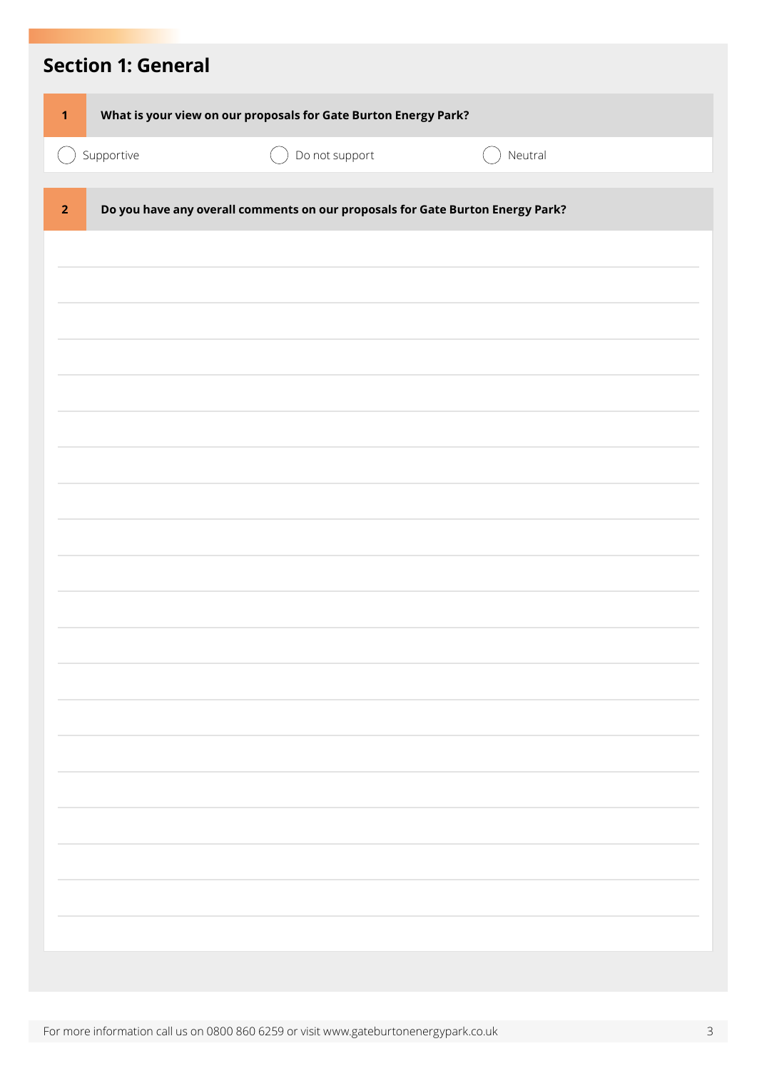## Section 1: General

**1** **What is your view on our proposals for Gate Burton Energy Park?**

- ◯ Supportive
- ◯ Do not support
- ◯ Neutral

**2** **Do you have any overall comments on our proposals for Gate Burton Energy Park?**

For more information call us on 0800 860 6259 or visit www.gateburtonenergypark.co.uk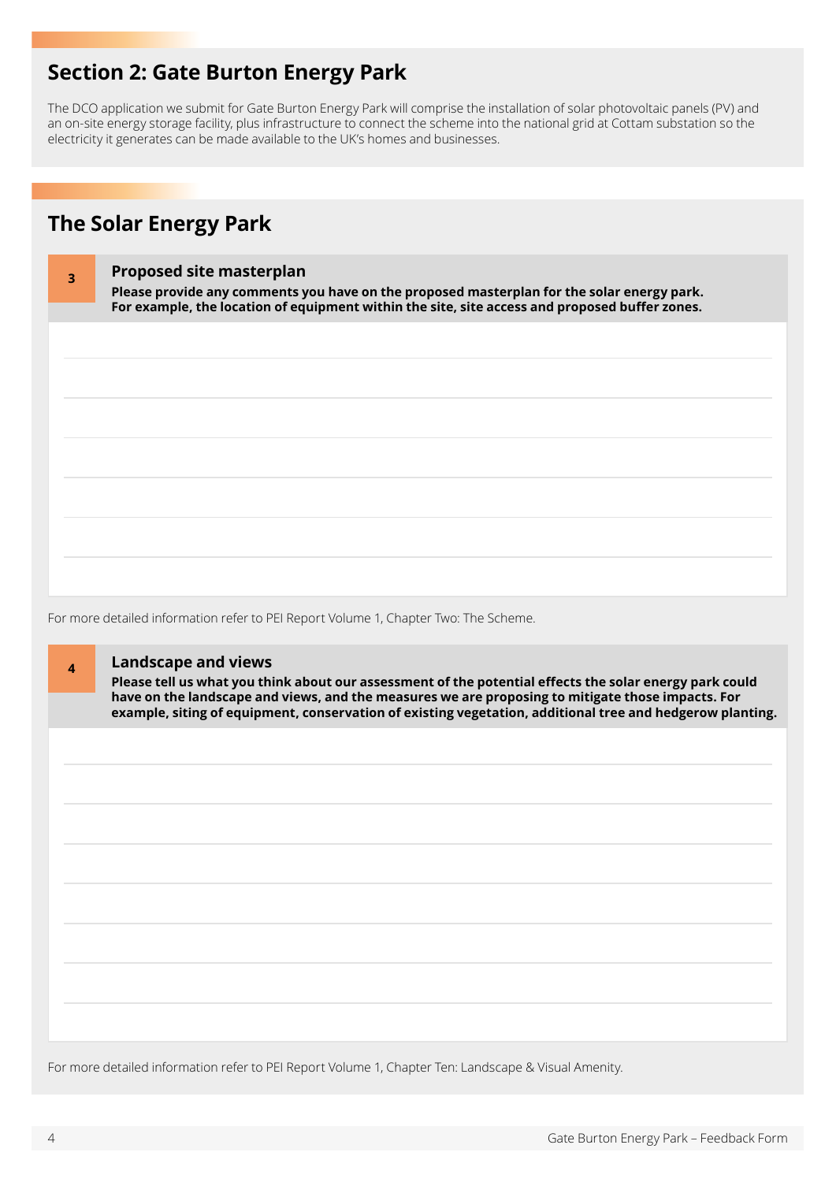## Section 2: Gate Burton Energy Park

The DCO application we submit for Gate Burton Energy Park will comprise the installation of solar photovoltaic panels (PV) and an on-site energy storage facility, plus infrastructure to connect the scheme into the national grid at Cottam substation so the electricity it generates can be made available to the UK's homes and businesses.

## The Solar Energy Park

### 3 Proposed site masterplan

**Please provide any comments you have on the proposed masterplan for the solar energy park. For example, the location of equipment within the site, site access and proposed buffer zones.**

For more detailed information refer to PEI Report Volume 1, Chapter Two: The Scheme.

### 4 Landscape and views

**Please tell us what you think about our assessment of the potential effects the solar energy park could have on the landscape and views, and the measures we are proposing to mitigate those impacts. For example, siting of equipment, conservation of existing vegetation, additional tree and hedgerow planting.**

For more detailed information refer to PEI Report Volume 1, Chapter Ten: Landscape & Visual Amenity.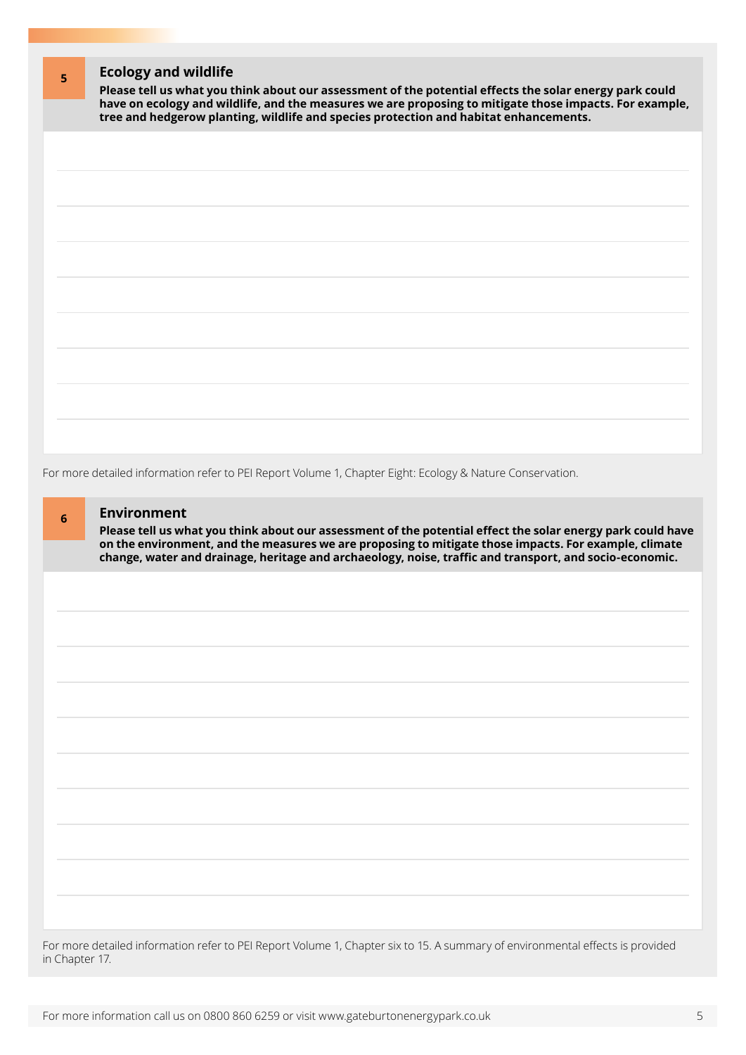## 5 Ecology and wildlife

**Please tell us what you think about our assessment of the potential effects the solar energy park could have on ecology and wildlife, and the measures we are proposing to mitigate those impacts. For example, tree and hedgerow planting, wildlife and species protection and habitat enhancements.**

For more detailed information refer to PEI Report Volume 1, Chapter Eight: Ecology & Nature Conservation.

## 6 Environment

**Please tell us what you think about our assessment of the potential effect the solar energy park could have on the environment, and the measures we are proposing to mitigate those impacts. For example, climate change, water and drainage, heritage and archaeology, noise, traffic and transport, and socio-economic.**

For more detailed information refer to PEI Report Volume 1, Chapter six to 15. A summary of environmental effects is provided in Chapter 17.

For more information call us on 0800 860 6259 or visit www.gateburtonenergypark.co.uk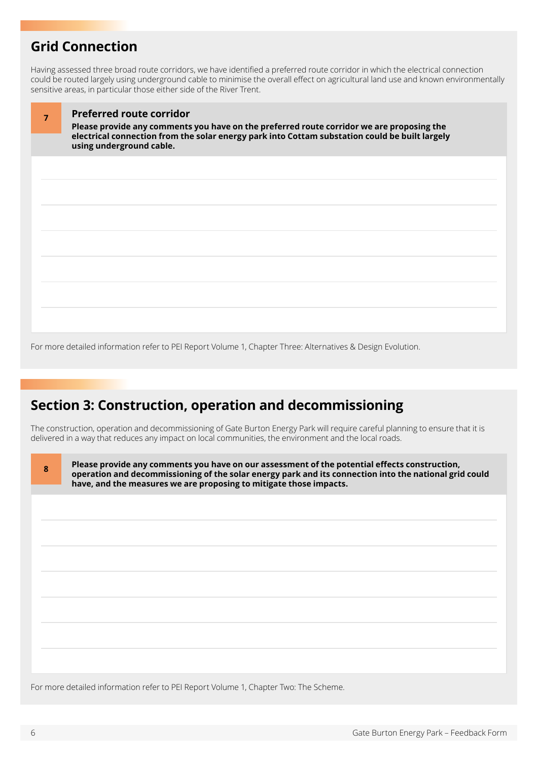## Grid Connection

Having assessed three broad route corridors, we have identified a preferred route corridor in which the electrical connection could be routed largely using underground cable to minimise the overall effect on agricultural land use and known environmentally sensitive areas, in particular those either side of the River Trent.

**7**

### Preferred route corridor

**Please provide any comments you have on the preferred route corridor we are proposing the electrical connection from the solar energy park into Cottam substation could be built largely using underground cable.**

For more detailed information refer to PEI Report Volume 1, Chapter Three: Alternatives & Design Evolution.

## Section 3: Construction, operation and decommissioning

The construction, operation and decommissioning of Gate Burton Energy Park will require careful planning to ensure that it is delivered in a way that reduces any impact on local communities, the environment and the local roads.

**8**

**Please provide any comments you have on our assessment of the potential effects construction, operation and decommissioning of the solar energy park and its connection into the national grid could have, and the measures we are proposing to mitigate those impacts.**

For more detailed information refer to PEI Report Volume 1, Chapter Two: The Scheme.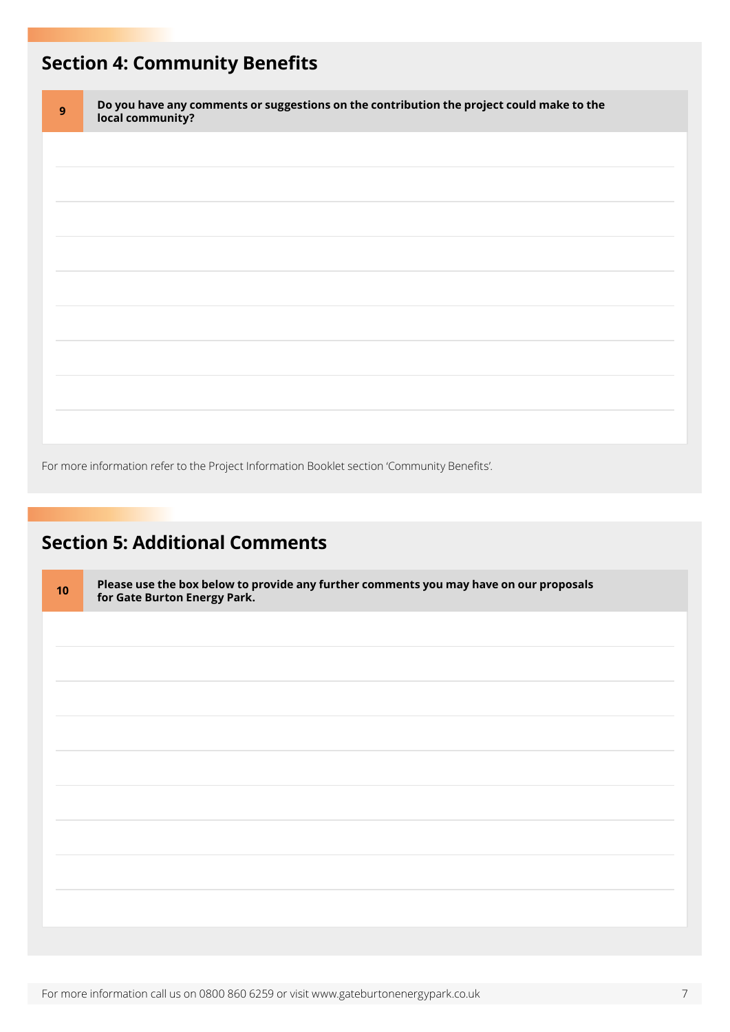## Section 4: Community Benefits

**9** **Do you have any comments or suggestions on the contribution the project could make to the local community?**

For more information refer to the Project Information Booklet section 'Community Benefits'.

## Section 5: Additional Comments

**10** **Please use the box below to provide any further comments you may have on our proposals for Gate Burton Energy Park.**

For more information call us on 0800 860 6259 or visit www.gateburtonenergypark.co.uk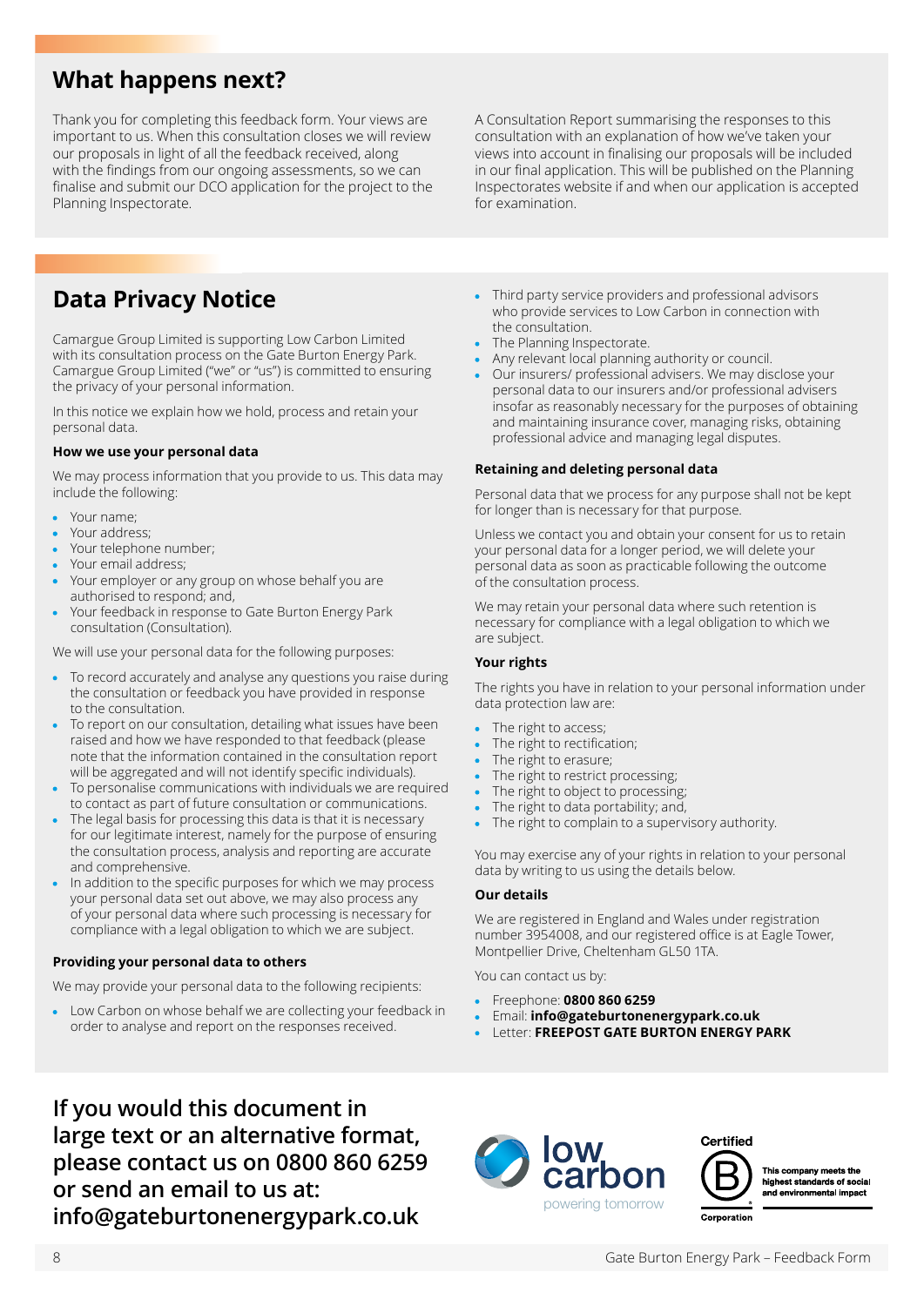## What happens next?

Thank you for completing this feedback form. Your views are important to us. When this consultation closes we will review our proposals in light of all the feedback received, along with the findings from our ongoing assessments, so we can finalise and submit our DCO application for the project to the Planning Inspectorate.

A Consultation Report summarising the responses to this consultation with an explanation of how we've taken your views into account in finalising our proposals will be included in our final application. This will be published on the Planning Inspectorates website if and when our application is accepted for examination.

## Data Privacy Notice

Camargue Group Limited is supporting Low Carbon Limited with its consultation process on the Gate Burton Energy Park. Camargue Group Limited ("we" or "us") is committed to ensuring the privacy of your personal information.

In this notice we explain how we hold, process and retain your personal data.

**How we use your personal data**

We may process information that you provide to us. This data may include the following:

- Your name;
- Your address;
- Your telephone number;
- Your email address;
- Your employer or any group on whose behalf you are authorised to respond; and,
- Your feedback in response to Gate Burton Energy Park consultation (Consultation).

We will use your personal data for the following purposes:

- To record accurately and analyse any questions you raise during the consultation or feedback you have provided in response to the consultation.
- To report on our consultation, detailing what issues have been raised and how we have responded to that feedback (please note that the information contained in the consultation report will be aggregated and will not identify specific individuals).
- To personalise communications with individuals we are required to contact as part of future consultation or communications.
- The legal basis for processing this data is that it is necessary for our legitimate interest, namely for the purpose of ensuring the consultation process, analysis and reporting are accurate and comprehensive.
- In addition to the specific purposes for which we may process your personal data set out above, we may also process any of your personal data where such processing is necessary for compliance with a legal obligation to which we are subject.

**Providing your personal data to others**

We may provide your personal data to the following recipients:

- Low Carbon on whose behalf we are collecting your feedback in order to analyse and report on the responses received.
- Third party service providers and professional advisors who provide services to Low Carbon in connection with the consultation.
- The Planning Inspectorate.
- Any relevant local planning authority or council.
- Our insurers/ professional advisers. We may disclose your personal data to our insurers and/or professional advisers insofar as reasonably necessary for the purposes of obtaining and maintaining insurance cover, managing risks, obtaining professional advice and managing legal disputes.

**Retaining and deleting personal data**

Personal data that we process for any purpose shall not be kept for longer than is necessary for that purpose.

Unless we contact you and obtain your consent for us to retain your personal data for a longer period, we will delete your personal data as soon as practicable following the outcome of the consultation process.

We may retain your personal data where such retention is necessary for compliance with a legal obligation to which we are subject.

**Your rights**

The rights you have in relation to your personal information under data protection law are:

- The right to access;
- The right to rectification;
- The right to erasure;
- The right to restrict processing;
- The right to object to processing;
- The right to data portability; and,
- The right to complain to a supervisory authority.

You may exercise any of your rights in relation to your personal data by writing to us using the details below.

**Our details**

We are registered in England and Wales under registration number 3954008, and our registered office is at Eagle Tower, Montpellier Drive, Cheltenham GL50 1TA.

You can contact us by:

- Freephone: **0800 860 6259**
- Email: **info@gateburtonenergypark.co.uk**
- Letter: **FREEPOST GATE BURTON ENERGY PARK**

**If you would this document in large text or an alternative format, please contact us on 0800 860 6259 or send an email to us at: info@gateburtonenergypark.co.uk**

low carbon
powering tomorrow

Certified B Corporation
This company meets the highest standards of social and environmental impact